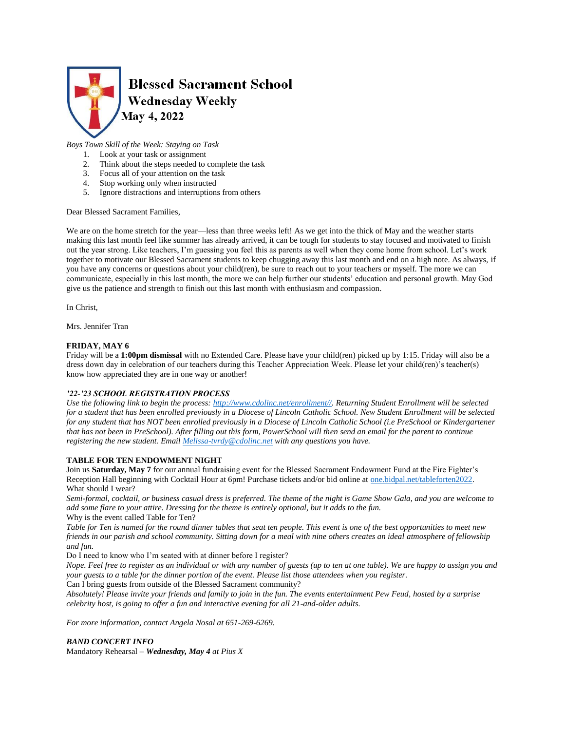# Blessed Sacrament School

## Wednesday Weekly

### May 4, 2022

*Boys Town Skill of the Week: Staying on Task*

1. Look at your task or assignment
2. Think about the steps needed to complete the task
3. Focus all of your attention on the task
4. Stop working only when instructed
5. Ignore distractions and interruptions from others

Dear Blessed Sacrament Families,

We are on the home stretch for the year—less than three weeks left! As we get into the thick of May and the weather starts making this last month feel like summer has already arrived, it can be tough for students to stay focused and motivated to finish out the year strong. Like teachers, I'm guessing you feel this as parents as well when they come home from school. Let's work together to motivate our Blessed Sacrament students to keep chugging away this last month and end on a high note. As always, if you have any concerns or questions about your child(ren), be sure to reach out to your teachers or myself. The more we can communicate, especially in this last month, the more we can help further our students' education and personal growth. May God give us the patience and strength to finish out this last month with enthusiasm and compassion.

In Christ,

Mrs. Jennifer Tran

**FRIDAY, MAY 6**

Friday will be a **1:00pm dismissal** with no Extended Care. Please have your child(ren) picked up by 1:15. Friday will also be a dress down day in celebration of our teachers during this Teacher Appreciation Week. Please let your child(ren)'s teacher(s) know how appreciated they are in one way or another!

***'22-'23 SCHOOL REGISTRATION PROCESS***

*Use the following link to begin the process: [http://www.cdolinc.net/enrollment//](http://www.cdolinc.net/enrollment//). Returning Student Enrollment will be selected for a student that has been enrolled previously in a Diocese of Lincoln Catholic School. New Student Enrollment will be selected for any student that has NOT been enrolled previously in a Diocese of Lincoln Catholic School (i.e PreSchool or Kindergartener that has not been in PreSchool). After filling out this form, PowerSchool will then send an email for the parent to continue registering the new student. Email [Melissa-tvrdy@cdolinc.net](mailto:Melissa-tvrdy@cdolinc.net) with any questions you have.*

**TABLE FOR TEN ENDOWMENT NIGHT**

Join us **Saturday, May 7** for our annual fundraising event for the Blessed Sacrament Endowment Fund at the Fire Fighter's Reception Hall beginning with Cocktail Hour at 6pm! Purchase tickets and/or bid online at [one.bidpal.net/tableforten2022](one.bidpal.net/tableforten2022).

What should I wear?

*Semi-formal, cocktail, or business casual dress is preferred. The theme of the night is Game Show Gala, and you are welcome to add some flare to your attire. Dressing for the theme is entirely optional, but it adds to the fun.*

Why is the event called Table for Ten?

*Table for Ten is named for the round dinner tables that seat ten people. This event is one of the best opportunities to meet new friends in our parish and school community. Sitting down for a meal with nine others creates an ideal atmosphere of fellowship and fun.*

Do I need to know who I'm seated with at dinner before I register?

*Nope. Feel free to register as an individual or with any number of guests (up to ten at one table). We are happy to assign you and your guests to a table for the dinner portion of the event. Please list those attendees when you register.*

Can I bring guests from outside of the Blessed Sacrament community?

*Absolutely! Please invite your friends and family to join in the fun. The events entertainment Pew Feud, hosted by a surprise celebrity host, is going to offer a fun and interactive evening for all 21-and-older adults.*

*For more information, contact Angela Nosal at 651-269-6269.*

***BAND CONCERT INFO***

Mandatory Rehearsal – ***Wednesday, May 4*** *at Pius X*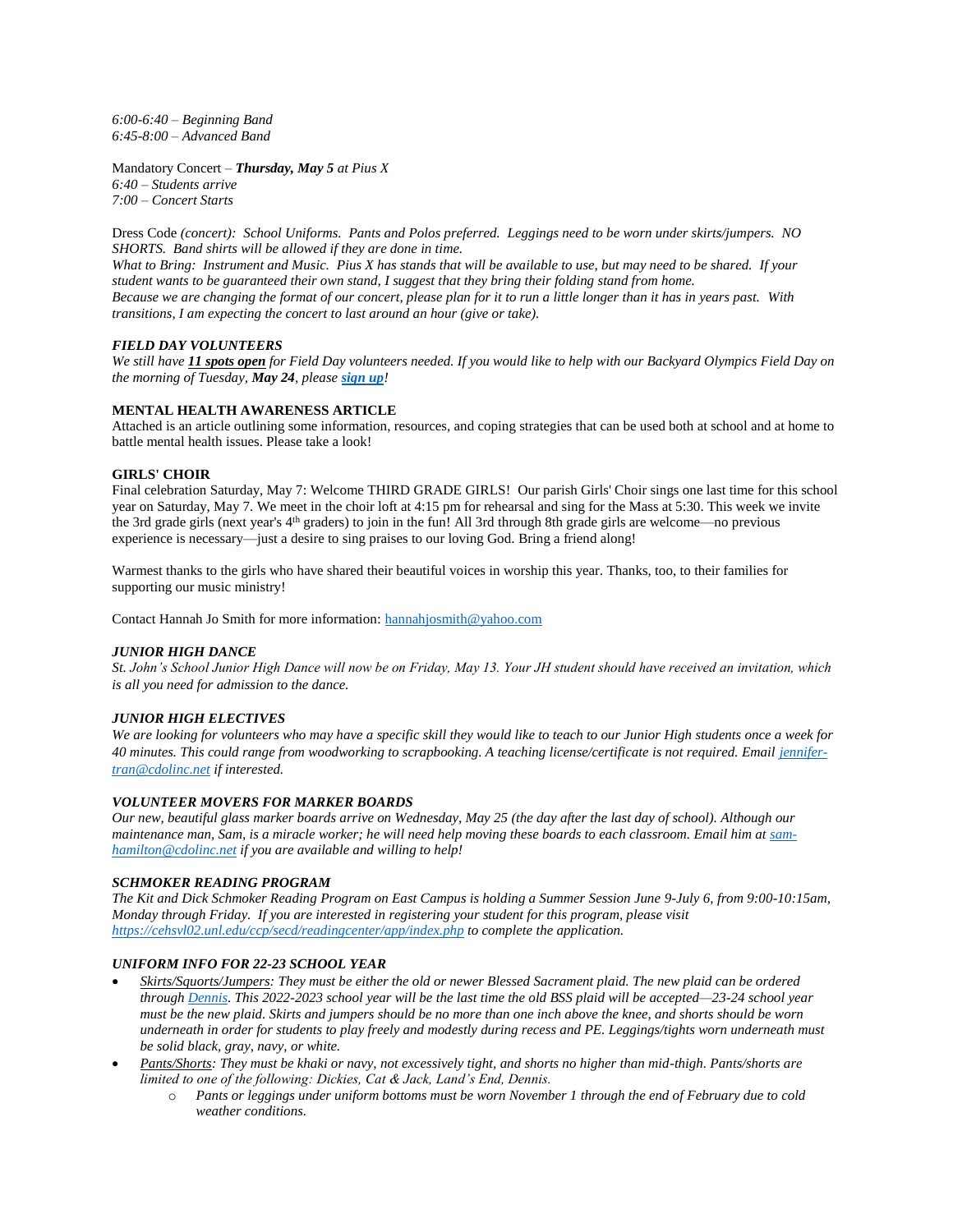*6:00-6:40 – Beginning Band*
*6:45-8:00 – Advanced Band*

Mandatory Concert – ***Thursday, May 5*** *at Pius X*
*6:40 – Students arrive*
*7:00 – Concert Starts*

Dress Code *(concert): School Uniforms. Pants and Polos preferred. Leggings need to be worn under skirts/jumpers. NO SHORTS. Band shirts will be allowed if they are done in time.*
*What to Bring: Instrument and Music. Pius X has stands that will be available to use, but may need to be shared. If your student wants to be guaranteed their own stand, I suggest that they bring their folding stand from home.*
*Because we are changing the format of our concert, please plan for it to run a little longer than it has in years past. With transitions, I am expecting the concert to last around an hour (give or take).*

***FIELD DAY VOLUNTEERS***
*We still have **11 spots open** for Field Day volunteers needed. If you would like to help with our Backyard Olympics Field Day on the morning of Tuesday, **May 24**, please **sign up**!*

**MENTAL HEALTH AWARENESS ARTICLE**
Attached is an article outlining some information, resources, and coping strategies that can be used both at school and at home to battle mental health issues. Please take a look!

**GIRLS' CHOIR**
Final celebration Saturday, May 7: Welcome THIRD GRADE GIRLS! Our parish Girls' Choir sings one last time for this school year on Saturday, May 7. We meet in the choir loft at 4:15 pm for rehearsal and sing for the Mass at 5:30. This week we invite the 3rd grade girls (next year's 4th graders) to join in the fun! All 3rd through 8th grade girls are welcome—no previous experience is necessary—just a desire to sing praises to our loving God. Bring a friend along!

Warmest thanks to the girls who have shared their beautiful voices in worship this year. Thanks, too, to their families for supporting our music ministry!

Contact Hannah Jo Smith for more information: hannahjosmith@yahoo.com

***JUNIOR HIGH DANCE***
*St. John's School Junior High Dance will now be on Friday, May 13. Your JH student should have received an invitation, which is all you need for admission to the dance.*

***JUNIOR HIGH ELECTIVES***
*We are looking for volunteers who may have a specific skill they would like to teach to our Junior High students once a week for 40 minutes. This could range from woodworking to scrapbooking. A teaching license/certificate is not required. Email jennifer-tran@cdolinc.net if interested.*

***VOLUNTEER MOVERS FOR MARKER BOARDS***
*Our new, beautiful glass marker boards arrive on Wednesday, May 25 (the day after the last day of school). Although our maintenance man, Sam, is a miracle worker; he will need help moving these boards to each classroom. Email him at sam-hamilton@cdolinc.net if you are available and willing to help!*

***SCHMOKER READING PROGRAM***
*The Kit and Dick Schmoker Reading Program on East Campus is holding a Summer Session June 9-July 6, from 9:00-10:15am, Monday through Friday. If you are interested in registering your student for this program, please visit https://cehsvl02.unl.edu/ccp/secd/readingcenter/app/index.php to complete the application.*

***UNIFORM INFO FOR 22-23 SCHOOL YEAR***

- *Skirts/Squorts/Jumpers: They must be either the old or newer Blessed Sacrament plaid. The new plaid can be ordered through Dennis. This 2022-2023 school year will be the last time the old BSS plaid will be accepted—23-24 school year must be the new plaid. Skirts and jumpers should be no more than one inch above the knee, and shorts should be worn underneath in order for students to play freely and modestly during recess and PE. Leggings/tights worn underneath must be solid black, gray, navy, or white.*
- *Pants/Shorts: They must be khaki or navy, not excessively tight, and shorts no higher than mid-thigh. Pants/shorts are limited to one of the following: Dickies, Cat & Jack, Land's End, Dennis.*
  - *Pants or leggings under uniform bottoms must be worn November 1 through the end of February due to cold weather conditions.*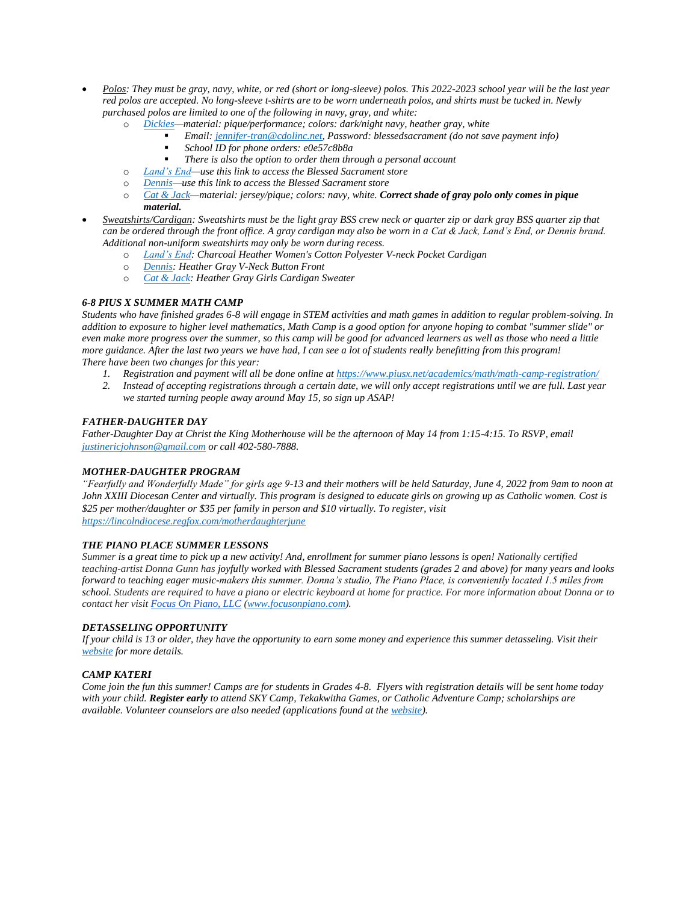- *<u>Polos</u>: They must be gray, navy, white, or red (short or long-sleeve) polos. This 2022-2023 school year will be the last year red polos are accepted. No long-sleeve t-shirts are to be worn underneath polos, and shirts must be tucked in. Newly purchased polos are limited to one of the following in navy, gray, and white:*
  - *[Dickies](Dickies)—material: pique/performance; colors: dark/night navy, heather gray, white*
    - *Email: [jennifer-tran@cdolinc.net](mailto:jennifer-tran@cdolinc.net), Password: blessedsacrament (do not save payment info)*
    - *School ID for phone orders: e0e57c8b8a*
    - *There is also the option to order them through a personal account*
  - *[Land's End](Land's End)—use this link to access the Blessed Sacrament store*
  - *[Dennis](Dennis)—use this link to access the Blessed Sacrament store*
  - *[Cat & Jack](Cat & Jack)—material: jersey/pique; colors: navy, white.* ***Correct shade of gray polo only comes in pique material.***
- *<u>Sweatshirts/Cardigan</u>: Sweatshirts must be the light gray BSS crew neck or quarter zip or dark gray BSS quarter zip that can be ordered through the front office. A gray cardigan may also be worn in a Cat & Jack, Land's End, or Dennis brand. Additional non-uniform sweatshirts may only be worn during recess.*
  - *[Land's End](Land's End): Charcoal Heather Women's Cotton Polyester V-neck Pocket Cardigan*
  - *[Dennis](Dennis): Heather Gray V-Neck Button Front*
  - *[Cat & Jack](Cat & Jack): Heather Gray Girls Cardigan Sweater*

### *6-8 PIUS X SUMMER MATH CAMP*

***Students who have finished grades 6-8 will engage in STEM activities and math games in addition to regular problem-solving. In addition to exposure to higher level mathematics, Math Camp is a good option for anyone hoping to combat "summer slide" or even make more progress over the summer, so this camp will be good for advanced learners as well as those who need a little more guidance. After the last two years we have had, I can see a lot of students really benefitting from this program!***
*There have been two changes for this year:*

1. *Registration and payment will all be done online at [https://www.piusx.net/academics/math/math-camp-registration/](https://www.piusx.net/academics/math/math-camp-registration/)*
2. *Instead of accepting registrations through a certain date, we will only accept registrations until we are full. Last year we started turning people away around May 15, so sign up ASAP!*

### *FATHER-DAUGHTER DAY*

*Father-Daughter Day at Christ the King Motherhouse will be the afternoon of May 14 from 1:15-4:15. To RSVP, email [justinericjohnson@gmail.com](mailto:justinericjohnson@gmail.com) or call 402-580-7888.*

### *MOTHER-DAUGHTER PROGRAM*

*"Fearfully and Wonderfully Made" for girls age 9-13 and their mothers will be held Saturday, June 4, 2022 from 9am to noon at John XXIII Diocesan Center and virtually. This program is designed to educate girls on growing up as Catholic women. Cost is $25 per mother/daughter or $35 per family in person and $10 virtually. To register, visit [https://lincolndiocese.regfox.com/motherdaughterjune](https://lincolndiocese.regfox.com/motherdaughterjune)*

### *THE PIANO PLACE SUMMER LESSONS*

*Summer is a great time to pick up a new activity! And, enrollment for summer piano lessons is open! Nationally certified teaching-artist Donna Gunn has joyfully worked with Blessed Sacrament students (grades 2 and above) for many years and looks forward to teaching eager music-makers this summer. Donna's studio, The Piano Place, is conveniently located 1.5 miles from school. Students are required to have a piano or electric keyboard at home for practice. For more information about Donna or to contact her visit [Focus On Piano, LLC](Focus On Piano, LLC) ([www.focusonpiano.com](www.focusonpiano.com)).*

### *DETASSELING OPPORTUNITY*

*If your child is 13 or older, they have the opportunity to earn some money and experience this summer detasseling. Visit their [website](website) for more details.*

### *CAMP KATERI*

*Come join the fun this summer! Camps are for students in Grades 4-8. Flyers with registration details will be sent home today with your child.* ***Register early*** *to attend SKY Camp, Tekakwitha Games, or Catholic Adventure Camp; scholarships are available. Volunteer counselors are also needed (applications found at the [website](website)).*